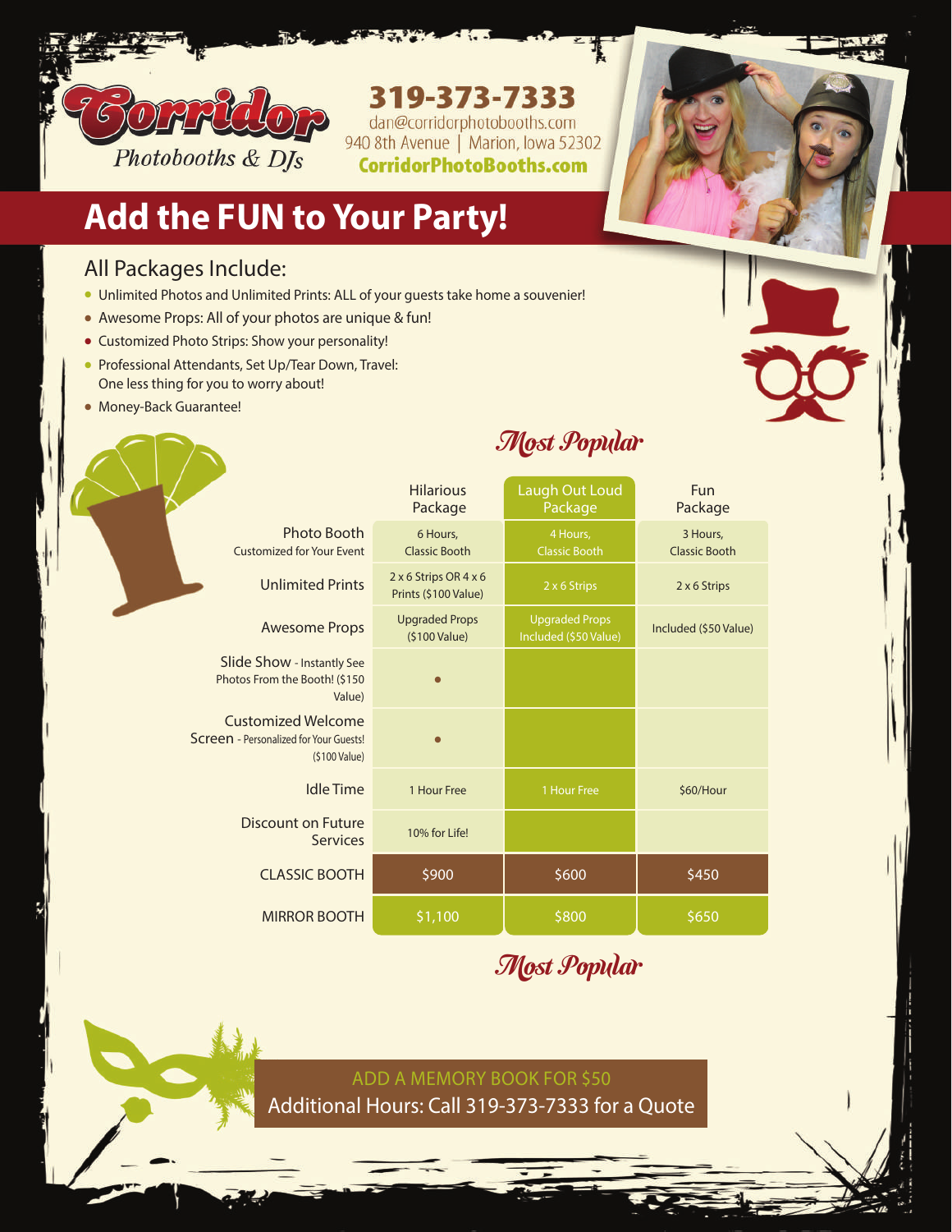Corridor Photobooths & DJs

319-373-7333
dan@corridorphotobooths.com
940 8th Avenue | Marion, Iowa 52302
CorridorPhotoBooths.com

# Add the FUN to Your Party!

## All Packages Include:

- Unlimited Photos and Unlimited Prints: ALL of your guests take home a souvenier!
- Awesome Props: All of your photos are unique & fun!
- Customized Photo Strips: Show your personality!
- Professional Attendants, Set Up/Tear Down, Travel: One less thing for you to worry about!
- Money-Back Guarantee!

*Most Popular*

| | Hilarious Package | Laugh Out Loud Package | Fun Package |
|---|---|---|---|
| Photo Booth Customized for Your Event | 6 Hours, Classic Booth | 4 Hours, Classic Booth | 3 Hours, Classic Booth |
| Unlimited Prints | 2 x 6 Strips OR 4 x 6 Prints ($100 Value) | 2 x 6 Strips | 2 x 6 Strips |
| Awesome Props | Upgraded Props ($100 Value) | Upgraded Props Included ($50 Value) | Included ($50 Value) |
| Slide Show - Instantly See Photos From the Booth! ($150 Value) | • | | |
| Customized Welcome Screen - Personalized for Your Guests! ($100 Value) | • | | |
| Idle Time | 1 Hour Free | 1 Hour Free | $60/Hour |
| Discount on Future Services | 10% for Life! | | |
| CLASSIC BOOTH | $900 | $600 | $450 |
| MIRROR BOOTH | $1,100 | $800 | $650 |

*Most Popular*

ADD A MEMORY BOOK FOR $50

Additional Hours: Call 319-373-7333 for a Quote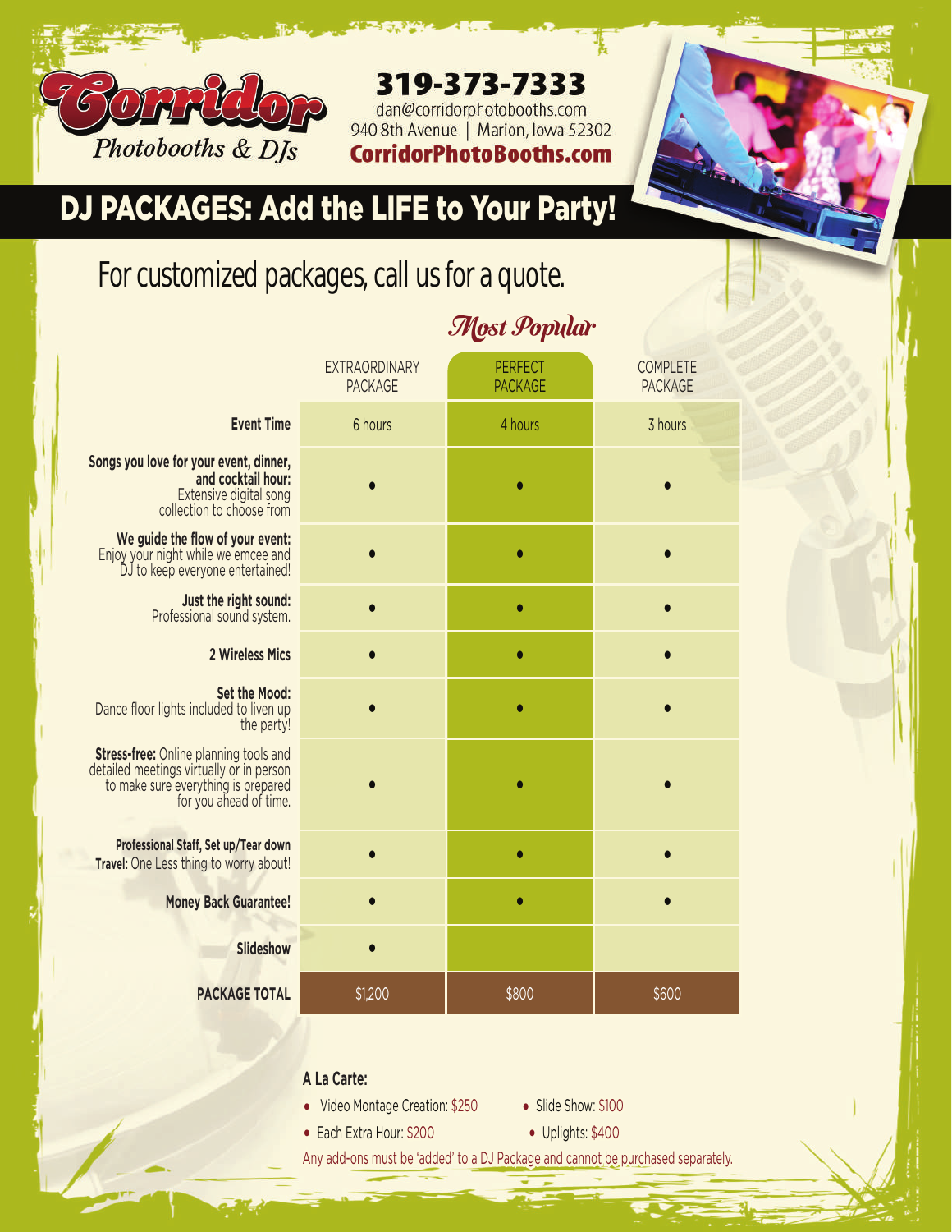Corridor
Photobooths & DJs

**319-373-7333**
dan@corridorphotobooths.com
940 8th Avenue | Marion, Iowa 52302
**CorridorPhotoBooths.com**

# DJ PACKAGES: Add the LIFE to Your Party!

## For customized packages, call us for a quote.

| | EXTRAORDINARY PACKAGE | PERFECT PACKAGE *(Most Popular)* | COMPLETE PACKAGE |
|---|---|---|---|
| **Event Time** | 6 hours | 4 hours | 3 hours |
| **Songs you love for your event, dinner, and cocktail hour:** Extensive digital song collection to choose from | • | • | • |
| **We guide the flow of your event:** Enjoy your night while we emcee and DJ to keep everyone entertained! | • | • | • |
| **Just the right sound:** Professional sound system. | • | • | • |
| **2 Wireless Mics** | • | • | • |
| **Set the Mood:** Dance floor lights included to liven up the party! | • | • | • |
| **Stress-free:** Online planning tools and detailed meetings virtually or in person to make sure everything is prepared for you ahead of time. | • | • | • |
| **Professional Staff, Set up/Tear down Travel:** One Less thing to worry about! | • | • | • |
| **Money Back Guarantee!** | • | • | • |
| **Slideshow** | • | | |
| **PACKAGE TOTAL** | $1,200 | $800 | $600 |

**A La Carte:**

- Video Montage Creation: $250
- Slide Show: $100
- Each Extra Hour: $200
- Uplights: $400

Any add-ons must be 'added' to a DJ Package and cannot be purchased separately.